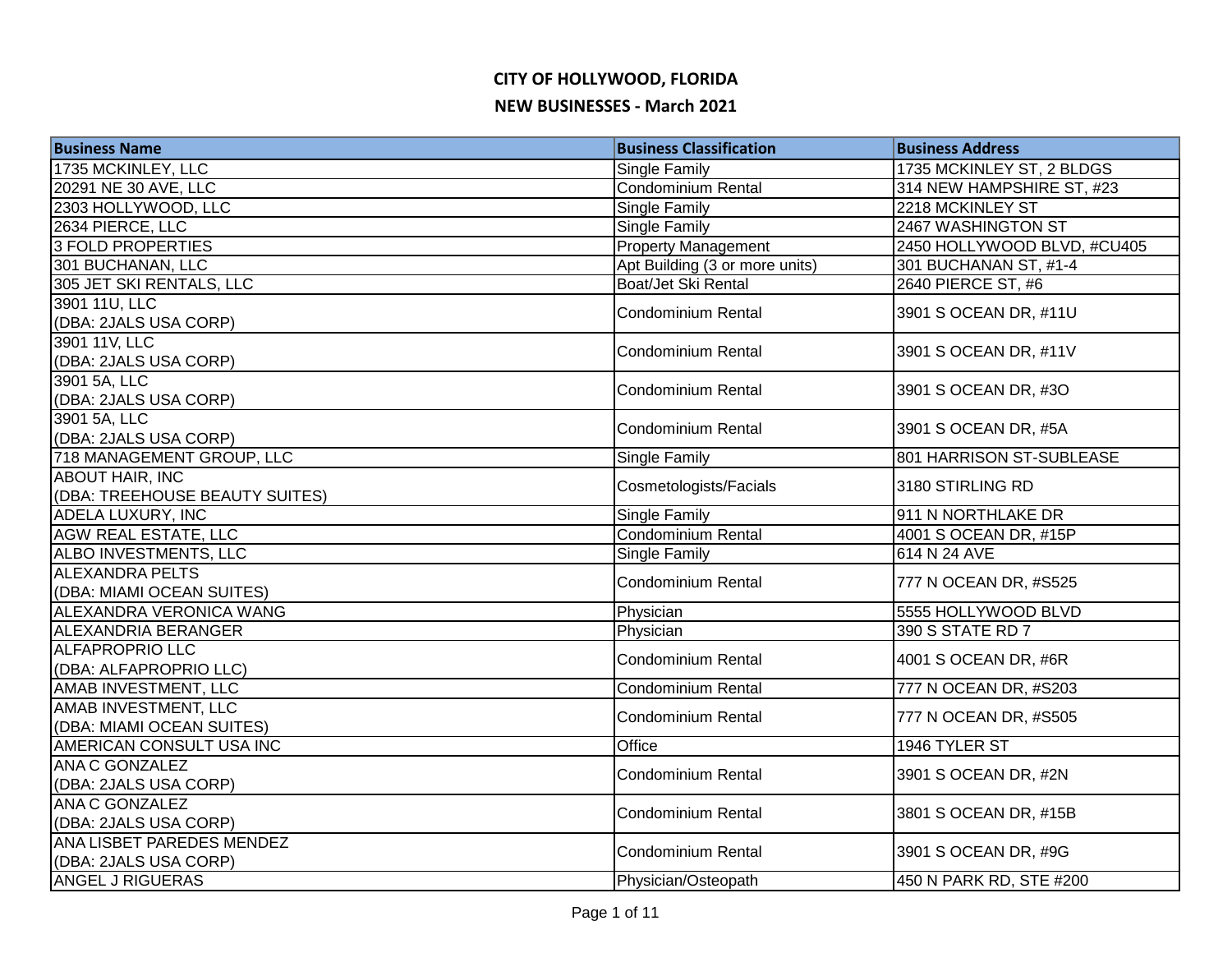# CITY OF HOLLYWOOD, FLORIDA

## NEW BUSINESSES - March 2021

| Business Name | Business Classification | Business Address |
|---|---|---|
| 1735 MCKINLEY, LLC | Single Family | 1735 MCKINLEY ST, 2 BLDGS |
| 20291 NE 30 AVE, LLC | Condominium Rental | 314 NEW HAMPSHIRE ST, #23 |
| 2303 HOLLYWOOD, LLC | Single Family | 2218 MCKINLEY ST |
| 2634 PIERCE, LLC | Single Family | 2467 WASHINGTON ST |
| 3 FOLD PROPERTIES | Property Management | 2450 HOLLYWOOD BLVD, #CU405 |
| 301 BUCHANAN, LLC | Apt Building (3 or more units) | 301 BUCHANAN ST, #1-4 |
| 305 JET SKI RENTALS, LLC | Boat/Jet Ski Rental | 2640 PIERCE ST, #6 |
| 3901 11U, LLC (DBA: 2JALS USA CORP) | Condominium Rental | 3901 S OCEAN DR, #11U |
| 3901 11V, LLC (DBA: 2JALS USA CORP) | Condominium Rental | 3901 S OCEAN DR, #11V |
| 3901 5A, LLC (DBA: 2JALS USA CORP) | Condominium Rental | 3901 S OCEAN DR, #3O |
| 3901 5A, LLC (DBA: 2JALS USA CORP) | Condominium Rental | 3901 S OCEAN DR, #5A |
| 718 MANAGEMENT GROUP, LLC | Single Family | 801 HARRISON ST-SUBLEASE |
| ABOUT HAIR, INC (DBA: TREEHOUSE BEAUTY SUITES) | Cosmetologists/Facials | 3180 STIRLING RD |
| ADELA LUXURY, INC | Single Family | 911 N NORTHLAKE DR |
| AGW REAL ESTATE, LLC | Condominium Rental | 4001 S OCEAN DR, #15P |
| ALBO INVESTMENTS, LLC | Single Family | 614 N 24 AVE |
| ALEXANDRA PELTS (DBA: MIAMI OCEAN SUITES) | Condominium Rental | 777 N OCEAN DR, #S525 |
| ALEXANDRA VERONICA WANG | Physician | 5555 HOLLYWOOD BLVD |
| ALEXANDRIA BERANGER | Physician | 390 S STATE RD 7 |
| ALFAPROPRIO LLC (DBA: ALFAPROPRIO LLC) | Condominium Rental | 4001 S OCEAN DR, #6R |
| AMAB INVESTMENT, LLC | Condominium Rental | 777 N OCEAN DR, #S203 |
| AMAB INVESTMENT, LLC (DBA: MIAMI OCEAN SUITES) | Condominium Rental | 777 N OCEAN DR, #S505 |
| AMERICAN CONSULT USA INC | Office | 1946 TYLER ST |
| ANA C GONZALEZ (DBA: 2JALS USA CORP) | Condominium Rental | 3901 S OCEAN DR, #2N |
| ANA C GONZALEZ (DBA: 2JALS USA CORP) | Condominium Rental | 3801 S OCEAN DR, #15B |
| ANA LISBET PAREDES MENDEZ (DBA: 2JALS USA CORP) | Condominium Rental | 3901 S OCEAN DR, #9G |
| ANGEL J RIGUERAS | Physician/Osteopath | 450 N PARK RD, STE #200 |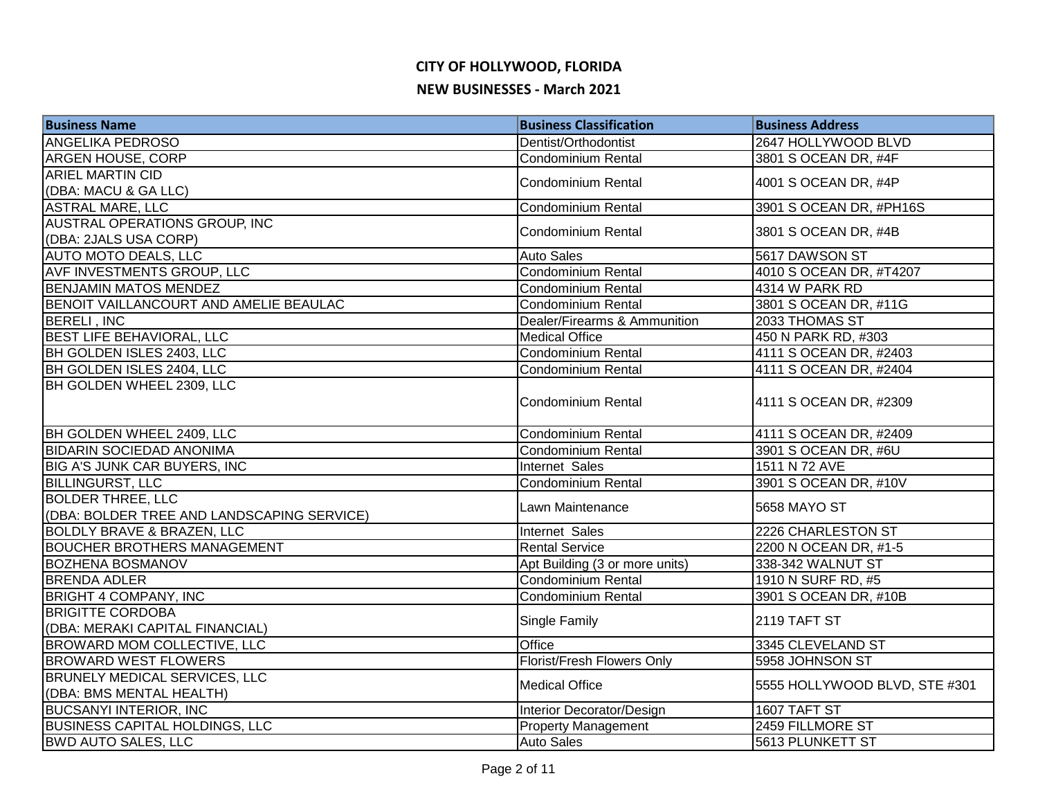# CITY OF HOLLYWOOD, FLORIDA

## NEW BUSINESSES - March 2021

| Business Name | Business Classification | Business Address |
| --- | --- | --- |
| ANGELIKA PEDROSO | Dentist/Orthodontist | 2647 HOLLYWOOD BLVD |
| ARGEN HOUSE, CORP | Condominium Rental | 3801 S OCEAN DR, #4F |
| ARIEL MARTIN CID (DBA: MACU & GA LLC) | Condominium Rental | 4001 S OCEAN DR, #4P |
| ASTRAL MARE, LLC | Condominium Rental | 3901 S OCEAN DR, #PH16S |
| AUSTRAL OPERATIONS GROUP, INC (DBA: 2JALS USA CORP) | Condominium Rental | 3801 S OCEAN DR, #4B |
| AUTO MOTO DEALS, LLC | Auto Sales | 5617 DAWSON ST |
| AVF INVESTMENTS GROUP, LLC | Condominium Rental | 4010 S OCEAN DR, #T4207 |
| BENJAMIN MATOS MENDEZ | Condominium Rental | 4314 W PARK RD |
| BENOIT VAILLANCOURT AND AMELIE BEAULAC | Condominium Rental | 3801 S OCEAN DR, #11G |
| BERELI , INC | Dealer/Firearms & Ammunition | 2033 THOMAS ST |
| BEST LIFE BEHAVIORAL, LLC | Medical Office | 450 N PARK RD, #303 |
| BH GOLDEN ISLES 2403, LLC | Condominium Rental | 4111 S OCEAN DR, #2403 |
| BH GOLDEN ISLES 2404, LLC | Condominium Rental | 4111 S OCEAN DR, #2404 |
| BH GOLDEN WHEEL 2309, LLC | Condominium Rental | 4111 S OCEAN DR, #2309 |
| BH GOLDEN WHEEL 2409, LLC | Condominium Rental | 4111 S OCEAN DR, #2409 |
| BIDARIN SOCIEDAD ANONIMA | Condominium Rental | 3901 S OCEAN DR, #6U |
| BIG A'S JUNK CAR BUYERS, INC | Internet Sales | 1511 N 72 AVE |
| BILLINGURST, LLC | Condominium Rental | 3901 S OCEAN DR, #10V |
| BOLDER THREE, LLC (DBA: BOLDER TREE AND LANDSCAPING SERVICE) | Lawn Maintenance | 5658 MAYO ST |
| BOLDLY BRAVE & BRAZEN, LLC | Internet Sales | 2226 CHARLESTON ST |
| BOUCHER BROTHERS MANAGEMENT | Rental Service | 2200 N OCEAN DR, #1-5 |
| BOZHENA BOSMANOV | Apt Building (3 or more units) | 338-342 WALNUT ST |
| BRENDA ADLER | Condominium Rental | 1910 N SURF RD, #5 |
| BRIGHT 4 COMPANY, INC | Condominium Rental | 3901 S OCEAN DR, #10B |
| BRIGITTE CORDOBA (DBA: MERAKI CAPITAL FINANCIAL) | Single Family | 2119 TAFT ST |
| BROWARD MOM COLLECTIVE, LLC | Office | 3345 CLEVELAND ST |
| BROWARD WEST FLOWERS | Florist/Fresh Flowers Only | 5958 JOHNSON ST |
| BRUNELY MEDICAL SERVICES, LLC (DBA: BMS MENTAL HEALTH) | Medical Office | 5555 HOLLYWOOD BLVD, STE #301 |
| BUCSANYI INTERIOR, INC | Interior Decorator/Design | 1607 TAFT ST |
| BUSINESS CAPITAL HOLDINGS, LLC | Property Management | 2459 FILLMORE ST |
| BWD AUTO SALES, LLC | Auto Sales | 5613 PLUNKETT ST |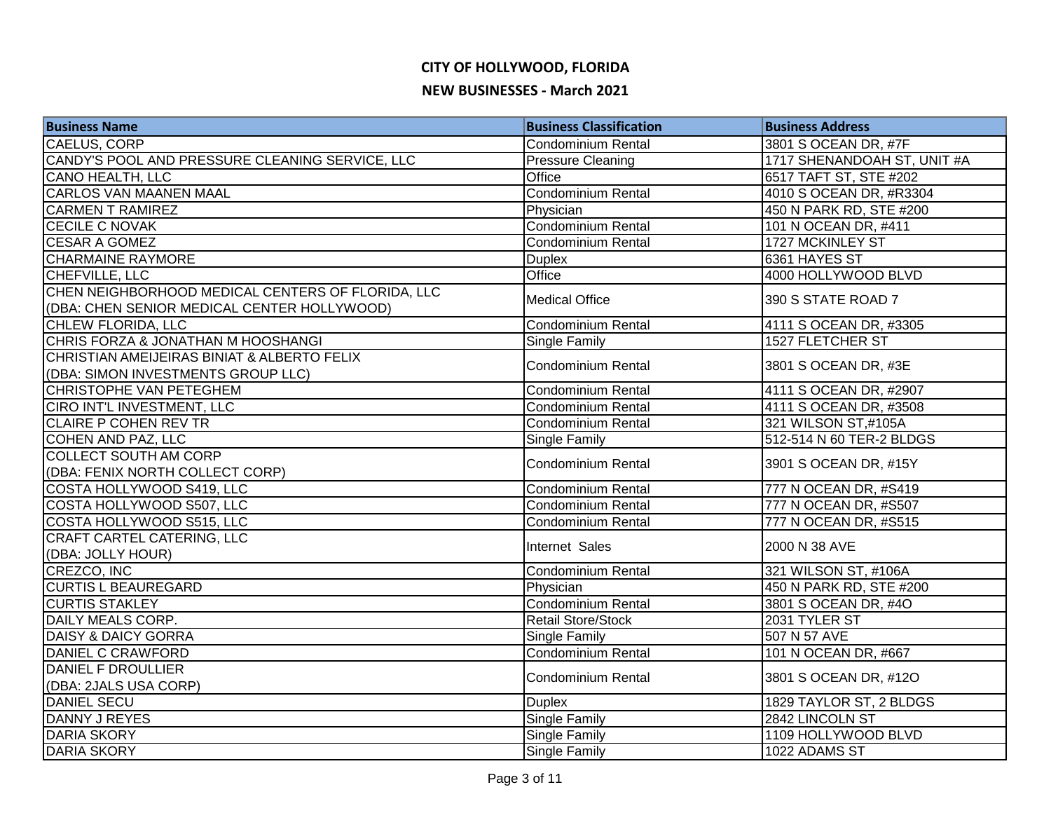# CITY OF HOLLYWOOD, FLORIDA

## NEW BUSINESSES - March 2021

| Business Name | Business Classification | Business Address |
|---|---|---|
| CAELUS, CORP | Condominium Rental | 3801 S OCEAN DR, #7F |
| CANDY'S POOL AND PRESSURE CLEANING SERVICE, LLC | Pressure Cleaning | 1717 SHENANDOAH ST, UNIT #A |
| CANO HEALTH, LLC | Office | 6517 TAFT ST, STE #202 |
| CARLOS VAN MAANEN MAAL | Condominium Rental | 4010 S OCEAN DR, #R3304 |
| CARMEN T RAMIREZ | Physician | 450 N PARK RD, STE #200 |
| CECILE C NOVAK | Condominium Rental | 101 N OCEAN DR, #411 |
| CESAR A GOMEZ | Condominium Rental | 1727 MCKINLEY ST |
| CHARMAINE RAYMORE | Duplex | 6361 HAYES ST |
| CHEFVILLE, LLC | Office | 4000 HOLLYWOOD BLVD |
| CHEN NEIGHBORHOOD MEDICAL CENTERS OF FLORIDA, LLC (DBA: CHEN SENIOR MEDICAL CENTER HOLLYWOOD) | Medical Office | 390 S STATE ROAD 7 |
| CHLEW FLORIDA, LLC | Condominium Rental | 4111 S OCEAN DR, #3305 |
| CHRIS FORZA & JONATHAN M HOOSHANGI | Single Family | 1527 FLETCHER ST |
| CHRISTIAN AMEIJEIRAS BINIAT & ALBERTO FELIX (DBA: SIMON INVESTMENTS GROUP LLC) | Condominium Rental | 3801 S OCEAN DR, #3E |
| CHRISTOPHE VAN PETEGHEM | Condominium Rental | 4111 S OCEAN DR, #2907 |
| CIRO INT'L INVESTMENT, LLC | Condominium Rental | 4111 S OCEAN DR, #3508 |
| CLAIRE P COHEN REV TR | Condominium Rental | 321 WILSON ST,#105A |
| COHEN AND PAZ, LLC | Single Family | 512-514 N 60 TER-2 BLDGS |
| COLLECT SOUTH AM CORP (DBA: FENIX NORTH COLLECT CORP) | Condominium Rental | 3901 S OCEAN DR, #15Y |
| COSTA HOLLYWOOD S419, LLC | Condominium Rental | 777 N OCEAN DR, #S419 |
| COSTA HOLLYWOOD S507, LLC | Condominium Rental | 777 N OCEAN DR, #S507 |
| COSTA HOLLYWOOD S515, LLC | Condominium Rental | 777 N OCEAN DR, #S515 |
| CRAFT CARTEL CATERING, LLC (DBA: JOLLY HOUR) | Internet Sales | 2000 N 38 AVE |
| CREZCO, INC | Condominium Rental | 321 WILSON ST, #106A |
| CURTIS L BEAUREGARD | Physician | 450 N PARK RD, STE #200 |
| CURTIS STAKLEY | Condominium Rental | 3801 S OCEAN DR, #4O |
| DAILY MEALS CORP. | Retail Store/Stock | 2031 TYLER ST |
| DAISY & DAICY GORRA | Single Family | 507 N 57 AVE |
| DANIEL C CRAWFORD | Condominium Rental | 101 N OCEAN DR, #667 |
| DANIEL F DROULLIER (DBA: 2JALS USA CORP) | Condominium Rental | 3801 S OCEAN DR, #12O |
| DANIEL SECU | Duplex | 1829 TAYLOR ST, 2 BLDGS |
| DANNY J REYES | Single Family | 2842 LINCOLN ST |
| DARIA SKORY | Single Family | 1109 HOLLYWOOD BLVD |
| DARIA SKORY | Single Family | 1022 ADAMS ST |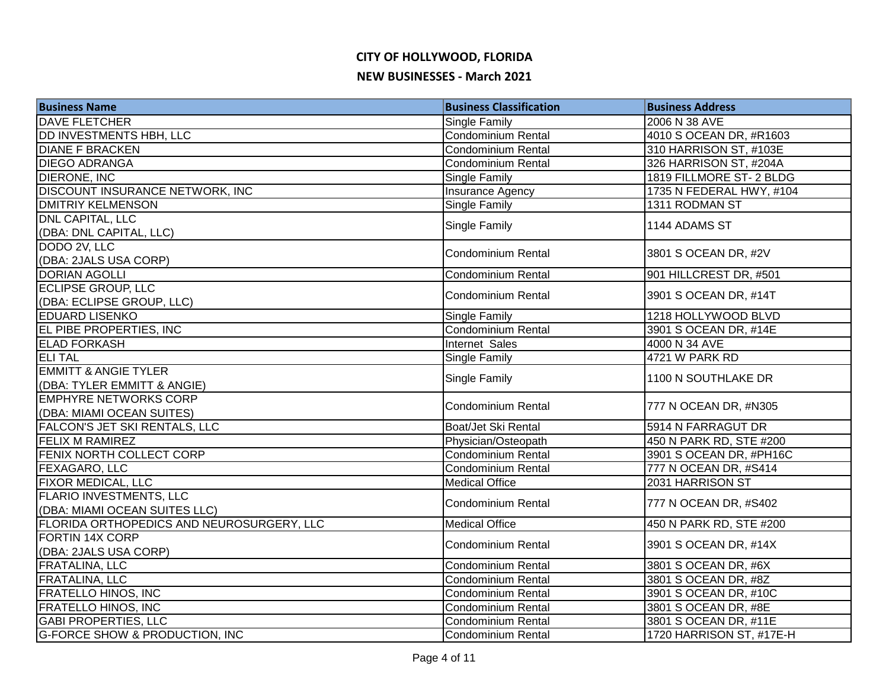# CITY OF HOLLYWOOD, FLORIDA

## NEW BUSINESSES - March 2021

| Business Name | Business Classification | Business Address |
|---|---|---|
| DAVE FLETCHER | Single Family | 2006 N 38 AVE |
| DD INVESTMENTS HBH, LLC | Condominium Rental | 4010 S OCEAN DR, #R1603 |
| DIANE F BRACKEN | Condominium Rental | 310 HARRISON ST, #103E |
| DIEGO ADRANGA | Condominium Rental | 326 HARRISON ST, #204A |
| DIERONE, INC | Single Family | 1819 FILLMORE ST- 2 BLDG |
| DISCOUNT INSURANCE NETWORK, INC | Insurance Agency | 1735 N FEDERAL HWY, #104 |
| DMITRIY KELMENSON | Single Family | 1311 RODMAN ST |
| DNL CAPITAL, LLC (DBA: DNL CAPITAL, LLC) | Single Family | 1144 ADAMS ST |
| DODO 2V, LLC (DBA: 2JALS USA CORP) | Condominium Rental | 3801 S OCEAN DR, #2V |
| DORIAN AGOLLI | Condominium Rental | 901 HILLCREST DR, #501 |
| ECLIPSE GROUP, LLC (DBA: ECLIPSE GROUP, LLC) | Condominium Rental | 3901 S OCEAN DR, #14T |
| EDUARD LISENKO | Single Family | 1218 HOLLYWOOD BLVD |
| EL PIBE PROPERTIES, INC | Condominium Rental | 3901 S OCEAN DR, #14E |
| ELAD FORKASH | Internet Sales | 4000 N 34 AVE |
| ELI TAL | Single Family | 4721 W PARK RD |
| EMMITT & ANGIE TYLER (DBA: TYLER EMMITT & ANGIE) | Single Family | 1100 N SOUTHLAKE DR |
| EMPHYRE NETWORKS CORP (DBA: MIAMI OCEAN SUITES) | Condominium Rental | 777 N OCEAN DR, #N305 |
| FALCON'S JET SKI RENTALS, LLC | Boat/Jet Ski Rental | 5914 N FARRAGUT DR |
| FELIX M RAMIREZ | Physician/Osteopath | 450 N PARK RD, STE #200 |
| FENIX NORTH COLLECT CORP | Condominium Rental | 3901 S OCEAN DR, #PH16C |
| FEXAGARO, LLC | Condominium Rental | 777 N OCEAN DR, #S414 |
| FIXOR MEDICAL, LLC | Medical Office | 2031 HARRISON ST |
| FLARIO INVESTMENTS, LLC (DBA: MIAMI OCEAN SUITES LLC) | Condominium Rental | 777 N OCEAN DR, #S402 |
| FLORIDA ORTHOPEDICS AND NEUROSURGERY, LLC | Medical Office | 450 N PARK RD, STE #200 |
| FORTIN 14X CORP (DBA: 2JALS USA CORP) | Condominium Rental | 3901 S OCEAN DR, #14X |
| FRATALINA, LLC | Condominium Rental | 3801 S OCEAN DR, #6X |
| FRATALINA, LLC | Condominium Rental | 3801 S OCEAN DR, #8Z |
| FRATELLO HINOS, INC | Condominium Rental | 3901 S OCEAN DR, #10C |
| FRATELLO HINOS, INC | Condominium Rental | 3801 S OCEAN DR, #8E |
| GABI PROPERTIES, LLC | Condominium Rental | 3801 S OCEAN DR, #11E |
| G-FORCE SHOW & PRODUCTION, INC | Condominium Rental | 1720 HARRISON ST, #17E-H |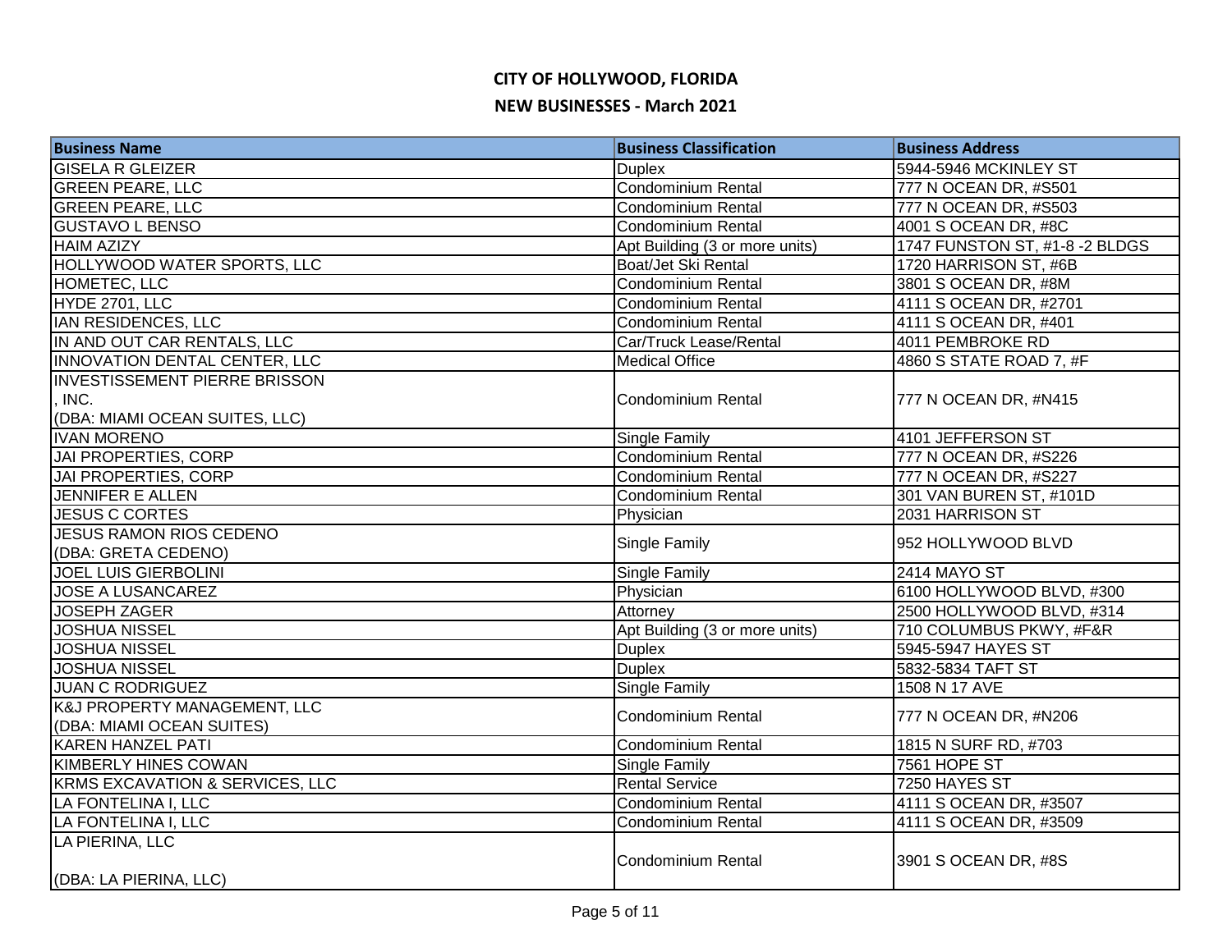# CITY OF HOLLYWOOD, FLORIDA

## NEW BUSINESSES - March 2021

| Business Name | Business Classification | Business Address |
|---|---|---|
| GISELA R GLEIZER | Duplex | 5944-5946 MCKINLEY ST |
| GREEN PEARE, LLC | Condominium Rental | 777 N OCEAN DR, #S501 |
| GREEN PEARE, LLC | Condominium Rental | 777 N OCEAN DR, #S503 |
| GUSTAVO L BENSO | Condominium Rental | 4001 S OCEAN DR, #8C |
| HAIM AZIZY | Apt Building (3 or more units) | 1747 FUNSTON ST, #1-8 -2 BLDGS |
| HOLLYWOOD WATER SPORTS, LLC | Boat/Jet Ski Rental | 1720 HARRISON ST, #6B |
| HOMETEC, LLC | Condominium Rental | 3801 S OCEAN DR, #8M |
| HYDE 2701, LLC | Condominium Rental | 4111 S OCEAN DR, #2701 |
| IAN RESIDENCES, LLC | Condominium Rental | 4111 S OCEAN DR, #401 |
| IN AND OUT CAR RENTALS, LLC | Car/Truck Lease/Rental | 4011 PEMBROKE RD |
| INNOVATION DENTAL CENTER, LLC | Medical Office | 4860 S STATE ROAD 7, #F |
| INVESTISSEMENT PIERRE BRISSON , INC. (DBA: MIAMI OCEAN SUITES, LLC) | Condominium Rental | 777 N OCEAN DR, #N415 |
| IVAN MORENO | Single Family | 4101 JEFFERSON ST |
| JAI PROPERTIES, CORP | Condominium Rental | 777 N OCEAN DR, #S226 |
| JAI PROPERTIES, CORP | Condominium Rental | 777 N OCEAN DR, #S227 |
| JENNIFER E ALLEN | Condominium Rental | 301 VAN BUREN ST, #101D |
| JESUS C CORTES | Physician | 2031 HARRISON ST |
| JESUS RAMON RIOS CEDENO (DBA: GRETA CEDENO) | Single Family | 952 HOLLYWOOD BLVD |
| JOEL LUIS GIERBOLINI | Single Family | 2414 MAYO ST |
| JOSE A LUSANCAREZ | Physician | 6100 HOLLYWOOD BLVD, #300 |
| JOSEPH ZAGER | Attorney | 2500 HOLLYWOOD BLVD, #314 |
| JOSHUA NISSEL | Apt Building (3 or more units) | 710 COLUMBUS PKWY, #F&R |
| JOSHUA NISSEL | Duplex | 5945-5947 HAYES ST |
| JOSHUA NISSEL | Duplex | 5832-5834 TAFT ST |
| JUAN C RODRIGUEZ | Single Family | 1508 N 17 AVE |
| K&J PROPERTY MANAGEMENT, LLC (DBA: MIAMI OCEAN SUITES) | Condominium Rental | 777 N OCEAN DR, #N206 |
| KAREN HANZEL PATI | Condominium Rental | 1815 N SURF RD, #703 |
| KIMBERLY HINES COWAN | Single Family | 7561 HOPE ST |
| KRMS EXCAVATION & SERVICES, LLC | Rental Service | 7250 HAYES ST |
| LA FONTELINA I, LLC | Condominium Rental | 4111 S OCEAN DR, #3507 |
| LA FONTELINA I, LLC | Condominium Rental | 4111 S OCEAN DR, #3509 |
| LA PIERINA, LLC (DBA: LA PIERINA, LLC) | Condominium Rental | 3901 S OCEAN DR, #8S |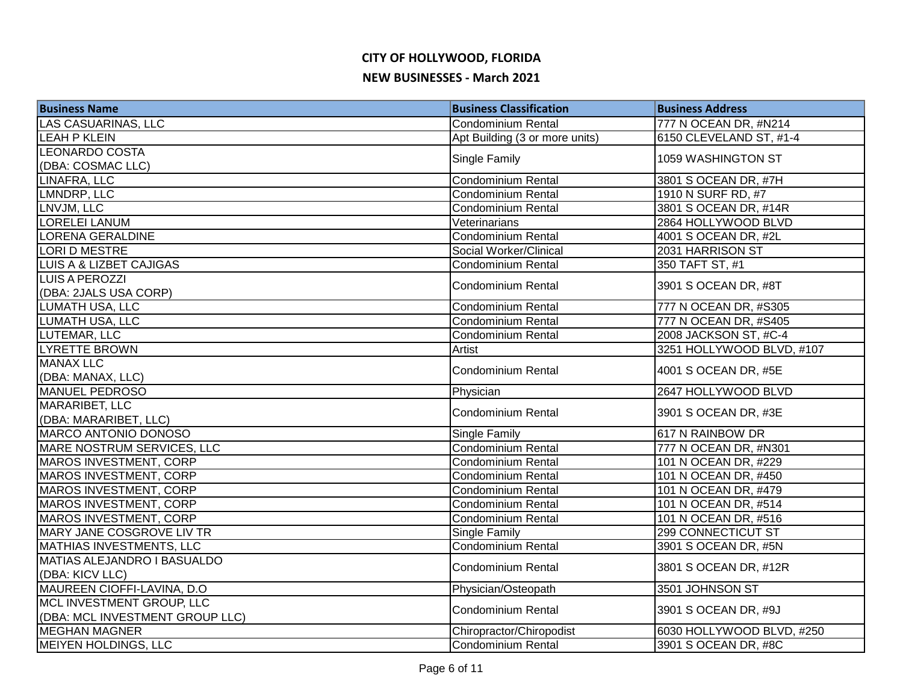# CITY OF HOLLYWOOD, FLORIDA

## NEW BUSINESSES - March 2021

| Business Name | Business Classification | Business Address |
|---|---|---|
| LAS CASUARINAS, LLC | Condominium Rental | 777 N OCEAN DR, #N214 |
| LEAH P KLEIN | Apt Building (3 or more units) | 6150 CLEVELAND ST, #1-4 |
| LEONARDO COSTA (DBA: COSMAC LLC) | Single Family | 1059 WASHINGTON ST |
| LINAFRA, LLC | Condominium Rental | 3801 S OCEAN DR, #7H |
| LMNDRP, LLC | Condominium Rental | 1910 N SURF RD, #7 |
| LNVJM, LLC | Condominium Rental | 3801 S OCEAN DR, #14R |
| LORELEI LANUM | Veterinarians | 2864 HOLLYWOOD BLVD |
| LORENA GERALDINE | Condominium Rental | 4001 S OCEAN DR, #2L |
| LORI D MESTRE | Social Worker/Clinical | 2031 HARRISON ST |
| LUIS A & LIZBET CAJIGAS | Condominium Rental | 350 TAFT ST, #1 |
| LUIS A PEROZZI (DBA: 2JALS USA CORP) | Condominium Rental | 3901 S OCEAN DR, #8T |
| LUMATH USA, LLC | Condominium Rental | 777 N OCEAN DR, #S305 |
| LUMATH USA, LLC | Condominium Rental | 777 N OCEAN DR, #S405 |
| LUTEMAR, LLC | Condominium Rental | 2008 JACKSON ST, #C-4 |
| LYRETTE BROWN | Artist | 3251 HOLLYWOOD BLVD, #107 |
| MANAX LLC (DBA: MANAX, LLC) | Condominium Rental | 4001 S OCEAN DR, #5E |
| MANUEL PEDROSO | Physician | 2647 HOLLYWOOD BLVD |
| MARARIBET, LLC (DBA: MARARIBET, LLC) | Condominium Rental | 3901 S OCEAN DR, #3E |
| MARCO ANTONIO DONOSO | Single Family | 617 N RAINBOW DR |
| MARE NOSTRUM SERVICES, LLC | Condominium Rental | 777 N OCEAN DR, #N301 |
| MAROS INVESTMENT, CORP | Condominium Rental | 101 N OCEAN DR, #229 |
| MAROS INVESTMENT, CORP | Condominium Rental | 101 N OCEAN DR, #450 |
| MAROS INVESTMENT, CORP | Condominium Rental | 101 N OCEAN DR, #479 |
| MAROS INVESTMENT, CORP | Condominium Rental | 101 N OCEAN DR, #514 |
| MAROS INVESTMENT, CORP | Condominium Rental | 101 N OCEAN DR, #516 |
| MARY JANE COSGROVE LIV TR | Single Family | 299 CONNECTICUT ST |
| MATHIAS INVESTMENTS, LLC | Condominium Rental | 3901 S OCEAN DR, #5N |
| MATIAS ALEJANDRO I BASUALDO (DBA: KICV LLC) | Condominium Rental | 3801 S OCEAN DR, #12R |
| MAUREEN CIOFFI-LAVINA, D.O | Physician/Osteopath | 3501 JOHNSON ST |
| MCL INVESTMENT GROUP, LLC (DBA: MCL INVESTMENT GROUP LLC) | Condominium Rental | 3901 S OCEAN DR, #9J |
| MEGHAN MAGNER | Chiropractor/Chiropodist | 6030 HOLLYWOOD BLVD, #250 |
| MEIYEN HOLDINGS, LLC | Condominium Rental | 3901 S OCEAN DR, #8C |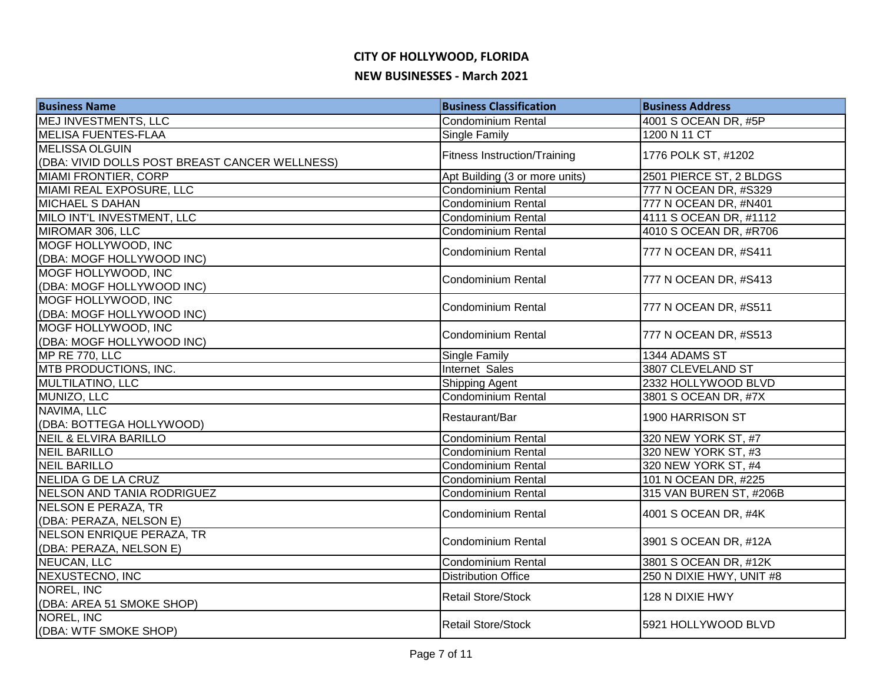# CITY OF HOLLYWOOD, FLORIDA

## NEW BUSINESSES - March 2021

| Business Name | Business Classification | Business Address |
|---|---|---|
| MEJ INVESTMENTS, LLC | Condominium Rental | 4001 S OCEAN DR, #5P |
| MELISA FUENTES-FLAA | Single Family | 1200 N 11 CT |
| MELISSA OLGUIN (DBA: VIVID DOLLS POST BREAST CANCER WELLNESS) | Fitness Instruction/Training | 1776 POLK ST, #1202 |
| MIAMI FRONTIER, CORP | Apt Building (3 or more units) | 2501 PIERCE ST, 2 BLDGS |
| MIAMI REAL EXPOSURE, LLC | Condominium Rental | 777 N OCEAN DR, #S329 |
| MICHAEL S DAHAN | Condominium Rental | 777 N OCEAN DR, #N401 |
| MILO INT'L INVESTMENT, LLC | Condominium Rental | 4111 S OCEAN DR, #1112 |
| MIROMAR 306, LLC | Condominium Rental | 4010 S OCEAN DR, #R706 |
| MOGF HOLLYWOOD, INC (DBA: MOGF HOLLYWOOD INC) | Condominium Rental | 777 N OCEAN DR, #S411 |
| MOGF HOLLYWOOD, INC (DBA: MOGF HOLLYWOOD INC) | Condominium Rental | 777 N OCEAN DR, #S413 |
| MOGF HOLLYWOOD, INC (DBA: MOGF HOLLYWOOD INC) | Condominium Rental | 777 N OCEAN DR, #S511 |
| MOGF HOLLYWOOD, INC (DBA: MOGF HOLLYWOOD INC) | Condominium Rental | 777 N OCEAN DR, #S513 |
| MP RE 770, LLC | Single Family | 1344 ADAMS ST |
| MTB PRODUCTIONS, INC. | Internet Sales | 3807 CLEVELAND ST |
| MULTILATINO, LLC | Shipping Agent | 2332 HOLLYWOOD BLVD |
| MUNIZO, LLC | Condominium Rental | 3801 S OCEAN DR, #7X |
| NAVIMA, LLC (DBA: BOTTEGA HOLLYWOOD) | Restaurant/Bar | 1900 HARRISON ST |
| NEIL & ELVIRA BARILLO | Condominium Rental | 320 NEW YORK ST, #7 |
| NEIL BARILLO | Condominium Rental | 320 NEW YORK ST, #3 |
| NEIL BARILLO | Condominium Rental | 320 NEW YORK ST, #4 |
| NELIDA G DE LA CRUZ | Condominium Rental | 101 N OCEAN DR, #225 |
| NELSON AND TANIA RODRIGUEZ | Condominium Rental | 315 VAN BUREN ST, #206B |
| NELSON E PERAZA, TR (DBA: PERAZA, NELSON E) | Condominium Rental | 4001 S OCEAN DR, #4K |
| NELSON ENRIQUE PERAZA, TR (DBA: PERAZA, NELSON E) | Condominium Rental | 3901 S OCEAN DR, #12A |
| NEUCAN, LLC | Condominium Rental | 3801 S OCEAN DR, #12K |
| NEXUSTECNO, INC | Distribution Office | 250 N DIXIE HWY, UNIT #8 |
| NOREL, INC (DBA: AREA 51 SMOKE SHOP) | Retail Store/Stock | 128 N DIXIE HWY |
| NOREL, INC (DBA: WTF SMOKE SHOP) | Retail Store/Stock | 5921 HOLLYWOOD BLVD |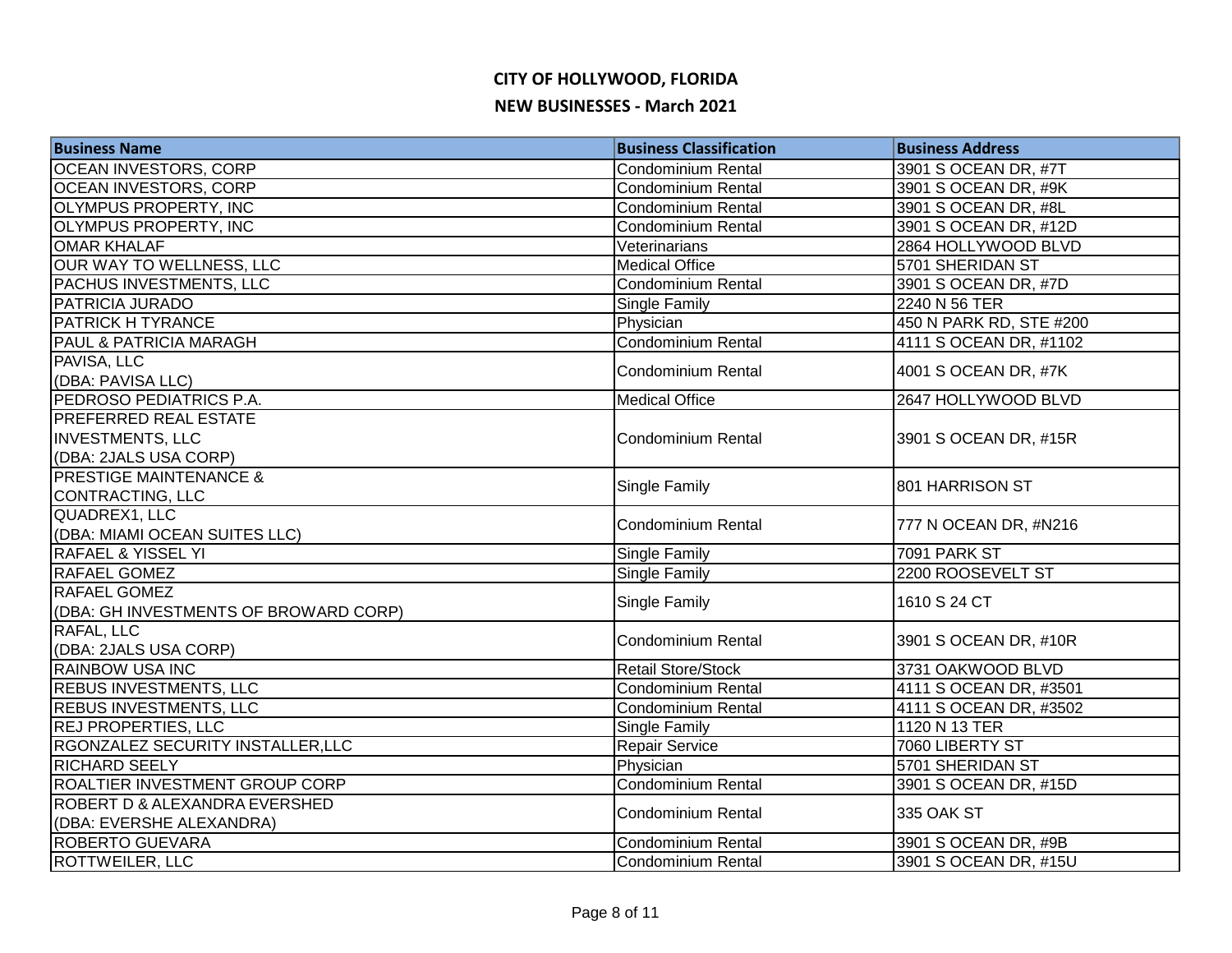# CITY OF HOLLYWOOD, FLORIDA

## NEW BUSINESSES - March 2021

| Business Name | Business Classification | Business Address |
|---|---|---|
| OCEAN INVESTORS, CORP | Condominium Rental | 3901 S OCEAN DR, #7T |
| OCEAN INVESTORS, CORP | Condominium Rental | 3901 S OCEAN DR, #9K |
| OLYMPUS PROPERTY, INC | Condominium Rental | 3901 S OCEAN DR, #8L |
| OLYMPUS PROPERTY, INC | Condominium Rental | 3901 S OCEAN DR, #12D |
| OMAR KHALAF | Veterinarians | 2864 HOLLYWOOD BLVD |
| OUR WAY TO WELLNESS, LLC | Medical Office | 5701 SHERIDAN ST |
| PACHUS INVESTMENTS, LLC | Condominium Rental | 3901 S OCEAN DR, #7D |
| PATRICIA JURADO | Single Family | 2240 N 56 TER |
| PATRICK H TYRANCE | Physician | 450 N PARK RD, STE #200 |
| PAUL & PATRICIA MARAGH | Condominium Rental | 4111 S OCEAN DR, #1102 |
| PAVISA, LLC (DBA: PAVISA LLC) | Condominium Rental | 4001 S OCEAN DR, #7K |
| PEDROSO PEDIATRICS P.A. | Medical Office | 2647 HOLLYWOOD BLVD |
| PREFERRED REAL ESTATE INVESTMENTS, LLC (DBA: 2JALS USA CORP) | Condominium Rental | 3901 S OCEAN DR, #15R |
| PRESTIGE MAINTENANCE & CONTRACTING, LLC | Single Family | 801 HARRISON ST |
| QUADREX1, LLC (DBA: MIAMI OCEAN SUITES LLC) | Condominium Rental | 777 N OCEAN DR, #N216 |
| RAFAEL & YISSEL YI | Single Family | 7091 PARK ST |
| RAFAEL GOMEZ | Single Family | 2200 ROOSEVELT ST |
| RAFAEL GOMEZ (DBA: GH INVESTMENTS OF BROWARD CORP) | Single Family | 1610 S 24 CT |
| RAFAL, LLC (DBA: 2JALS USA CORP) | Condominium Rental | 3901 S OCEAN DR, #10R |
| RAINBOW USA INC | Retail Store/Stock | 3731 OAKWOOD BLVD |
| REBUS INVESTMENTS, LLC | Condominium Rental | 4111 S OCEAN DR, #3501 |
| REBUS INVESTMENTS, LLC | Condominium Rental | 4111 S OCEAN DR, #3502 |
| REJ PROPERTIES, LLC | Single Family | 1120 N 13 TER |
| RGONZALEZ SECURITY INSTALLER,LLC | Repair Service | 7060 LIBERTY ST |
| RICHARD SEELY | Physician | 5701 SHERIDAN ST |
| ROALTIER INVESTMENT GROUP CORP | Condominium Rental | 3901 S OCEAN DR, #15D |
| ROBERT D & ALEXANDRA EVERSHED (DBA: EVERSHE ALEXANDRA) | Condominium Rental | 335 OAK ST |
| ROBERTO GUEVARA | Condominium Rental | 3901 S OCEAN DR, #9B |
| ROTTWEILER, LLC | Condominium Rental | 3901 S OCEAN DR, #15U |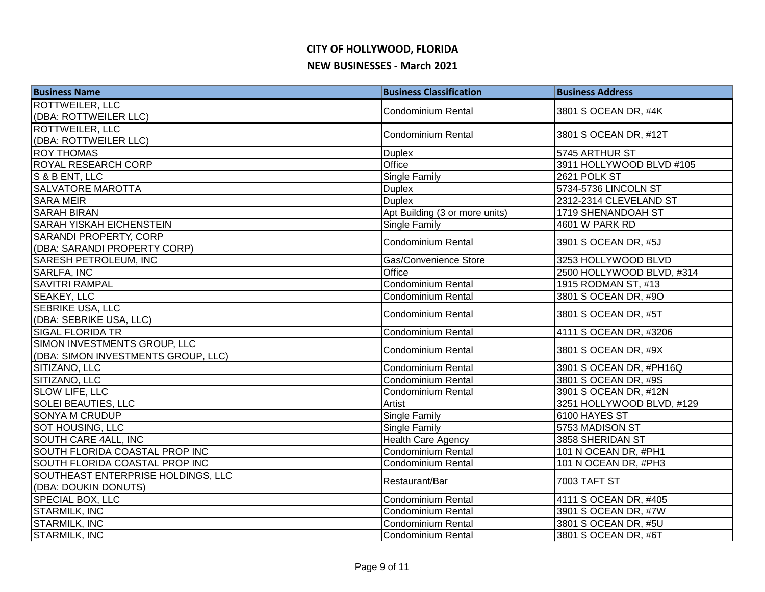# CITY OF HOLLYWOOD, FLORIDA

## NEW BUSINESSES - March 2021

| Business Name | Business Classification | Business Address |
|---|---|---|
| ROTTWEILER, LLC (DBA: ROTTWEILER LLC) | Condominium Rental | 3801 S OCEAN DR, #4K |
| ROTTWEILER, LLC (DBA: ROTTWEILER LLC) | Condominium Rental | 3801 S OCEAN DR, #12T |
| ROY THOMAS | Duplex | 5745 ARTHUR ST |
| ROYAL RESEARCH CORP | Office | 3911 HOLLYWOOD BLVD #105 |
| S & B ENT, LLC | Single Family | 2621 POLK ST |
| SALVATORE MAROTTA | Duplex | 5734-5736 LINCOLN ST |
| SARA MEIR | Duplex | 2312-2314 CLEVELAND ST |
| SARAH BIRAN | Apt Building (3 or more units) | 1719 SHENANDOAH ST |
| SARAH YISKAH EICHENSTEIN | Single Family | 4601 W PARK RD |
| SARANDI PROPERTY, CORP (DBA: SARANDI PROPERTY CORP) | Condominium Rental | 3901 S OCEAN DR, #5J |
| SARESH PETROLEUM, INC | Gas/Convenience Store | 3253 HOLLYWOOD BLVD |
| SARLFA, INC | Office | 2500 HOLLYWOOD BLVD, #314 |
| SAVITRI RAMPAL | Condominium Rental | 1915 RODMAN ST, #13 |
| SEAKEY, LLC | Condominium Rental | 3801 S OCEAN DR, #9O |
| SEBRIKE USA, LLC (DBA: SEBRIKE USA, LLC) | Condominium Rental | 3801 S OCEAN DR, #5T |
| SIGAL FLORIDA TR | Condominium Rental | 4111 S OCEAN DR, #3206 |
| SIMON INVESTMENTS GROUP, LLC (DBA: SIMON INVESTMENTS GROUP, LLC) | Condominium Rental | 3801 S OCEAN DR, #9X |
| SITIZANO, LLC | Condominium Rental | 3901 S OCEAN DR, #PH16Q |
| SITIZANO, LLC | Condominium Rental | 3801 S OCEAN DR, #9S |
| SLOW LIFE, LLC | Condominium Rental | 3901 S OCEAN DR, #12N |
| SOLEI BEAUTIES, LLC | Artist | 3251 HOLLYWOOD BLVD, #129 |
| SONYA M CRUDUP | Single Family | 6100 HAYES ST |
| SOT HOUSING, LLC | Single Family | 5753 MADISON ST |
| SOUTH CARE 4ALL, INC | Health Care Agency | 3858 SHERIDAN ST |
| SOUTH FLORIDA COASTAL PROP INC | Condominium Rental | 101 N OCEAN DR, #PH1 |
| SOUTH FLORIDA COASTAL PROP INC | Condominium Rental | 101 N OCEAN DR, #PH3 |
| SOUTHEAST ENTERPRISE HOLDINGS, LLC (DBA: DOUKIN DONUTS) | Restaurant/Bar | 7003 TAFT ST |
| SPECIAL BOX, LLC | Condominium Rental | 4111 S OCEAN DR, #405 |
| STARMILK, INC | Condominium Rental | 3901 S OCEAN DR, #7W |
| STARMILK, INC | Condominium Rental | 3801 S OCEAN DR, #5U |
| STARMILK, INC | Condominium Rental | 3801 S OCEAN DR, #6T |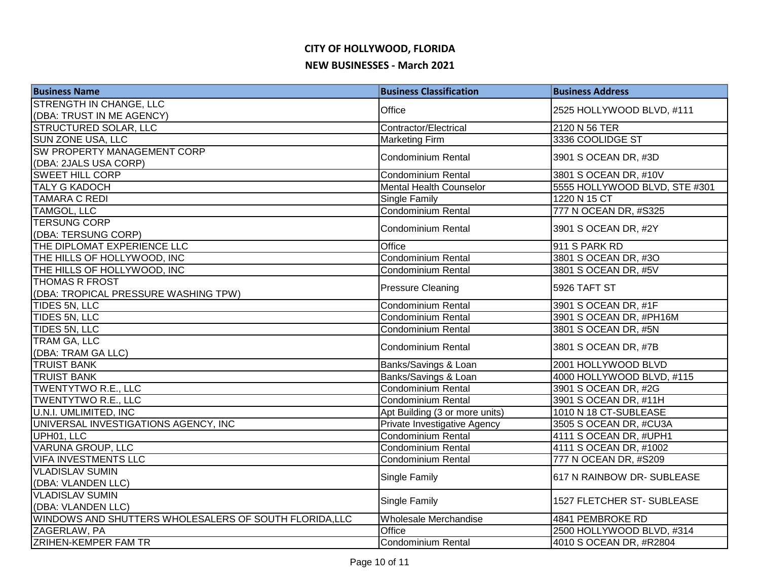# CITY OF HOLLYWOOD, FLORIDA

## NEW BUSINESSES - March 2021

| Business Name | Business Classification | Business Address |
|---|---|---|
| STRENGTH IN CHANGE, LLC (DBA: TRUST IN ME AGENCY) | Office | 2525 HOLLYWOOD BLVD, #111 |
| STRUCTURED SOLAR, LLC | Contractor/Electrical | 2120 N 56 TER |
| SUN ZONE USA, LLC | Marketing Firm | 3336 COOLIDGE ST |
| SW PROPERTY MANAGEMENT CORP (DBA: 2JALS USA CORP) | Condominium Rental | 3901 S OCEAN DR, #3D |
| SWEET HILL CORP | Condominium Rental | 3801 S OCEAN DR, #10V |
| TALY G KADOCH | Mental Health Counselor | 5555 HOLLYWOOD BLVD, STE #301 |
| TAMARA C REDI | Single Family | 1220 N 15 CT |
| TAMGOL, LLC | Condominium Rental | 777 N OCEAN DR, #S325 |
| TERSUNG CORP (DBA: TERSUNG CORP) | Condominium Rental | 3901 S OCEAN DR, #2Y |
| THE DIPLOMAT EXPERIENCE LLC | Office | 911 S PARK RD |
| THE HILLS OF HOLLYWOOD, INC | Condominium Rental | 3801 S OCEAN DR, #3O |
| THE HILLS OF HOLLYWOOD, INC | Condominium Rental | 3801 S OCEAN DR, #5V |
| THOMAS R FROST (DBA: TROPICAL PRESSURE WASHING TPW) | Pressure Cleaning | 5926 TAFT ST |
| TIDES 5N, LLC | Condominium Rental | 3901 S OCEAN DR, #1F |
| TIDES 5N, LLC | Condominium Rental | 3901 S OCEAN DR, #PH16M |
| TIDES 5N, LLC | Condominium Rental | 3801 S OCEAN DR, #5N |
| TRAM GA, LLC (DBA: TRAM GA LLC) | Condominium Rental | 3801 S OCEAN DR, #7B |
| TRUIST BANK | Banks/Savings & Loan | 2001 HOLLYWOOD BLVD |
| TRUIST BANK | Banks/Savings & Loan | 4000 HOLLYWOOD BLVD, #115 |
| TWENTYTWO R.E., LLC | Condominium Rental | 3901 S OCEAN DR, #2G |
| TWENTYTWO R.E., LLC | Condominium Rental | 3901 S OCEAN DR, #11H |
| U.N.I. UMLIMITED, INC | Apt Building (3 or more units) | 1010 N 18 CT-SUBLEASE |
| UNIVERSAL INVESTIGATIONS AGENCY, INC | Private Investigative Agency | 3505 S OCEAN DR, #CU3A |
| UPH01, LLC | Condominium Rental | 4111 S OCEAN DR, #UPH1 |
| VARUNA GROUP, LLC | Condominium Rental | 4111 S OCEAN DR, #1002 |
| VIFA INVESTMENTS LLC | Condominium Rental | 777 N OCEAN DR, #S209 |
| VLADISLAV SUMIN (DBA: VLANDEN LLC) | Single Family | 617 N RAINBOW DR- SUBLEASE |
| VLADISLAV SUMIN (DBA: VLANDEN LLC) | Single Family | 1527 FLETCHER ST- SUBLEASE |
| WINDOWS AND SHUTTERS WHOLESALERS OF SOUTH FLORIDA,LLC | Wholesale Merchandise | 4841 PEMBROKE RD |
| ZAGERLAW, PA | Office | 2500 HOLLYWOOD BLVD, #314 |
| ZRIHEN-KEMPER FAM TR | Condominium Rental | 4010 S OCEAN DR, #R2804 |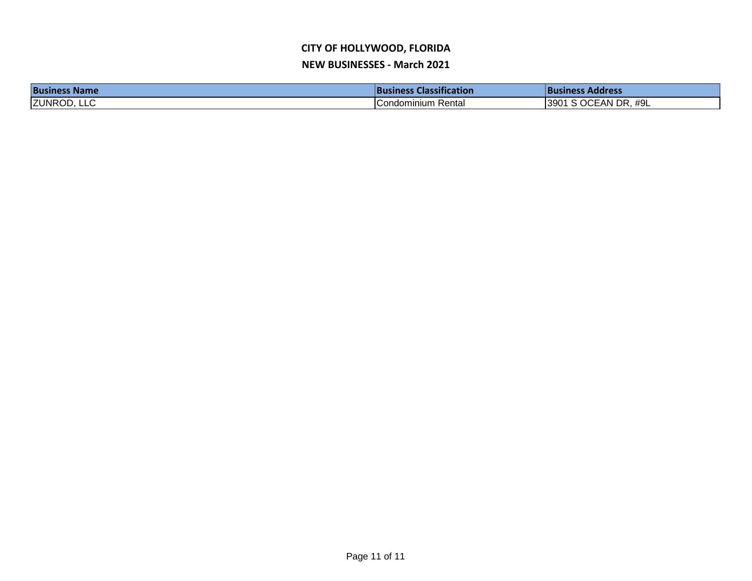# CITY OF HOLLYWOOD, FLORIDA

## NEW BUSINESSES - March 2021

| Business Name | Business Classification | Business Address |
|---|---|---|
| ZUNROD, LLC | Condominium Rental | 3901 S OCEAN DR, #9L |